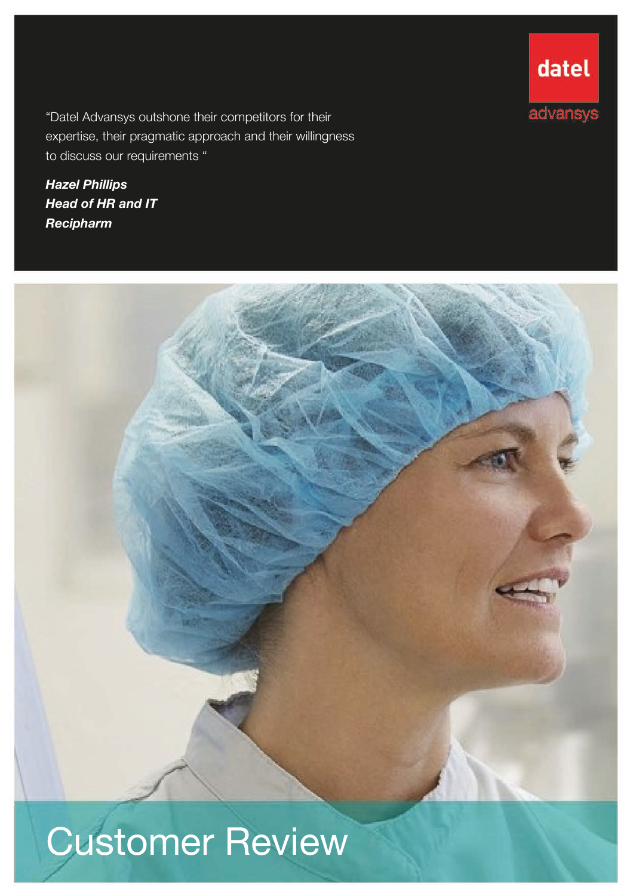datel

advansys

"Datel Advansys outshone their competitors for their expertise, their pragmatic approach and their willingness to discuss our requirements "

***Hazel Phillips***
***Head of HR and IT***
***Recipharm***

# Customer Review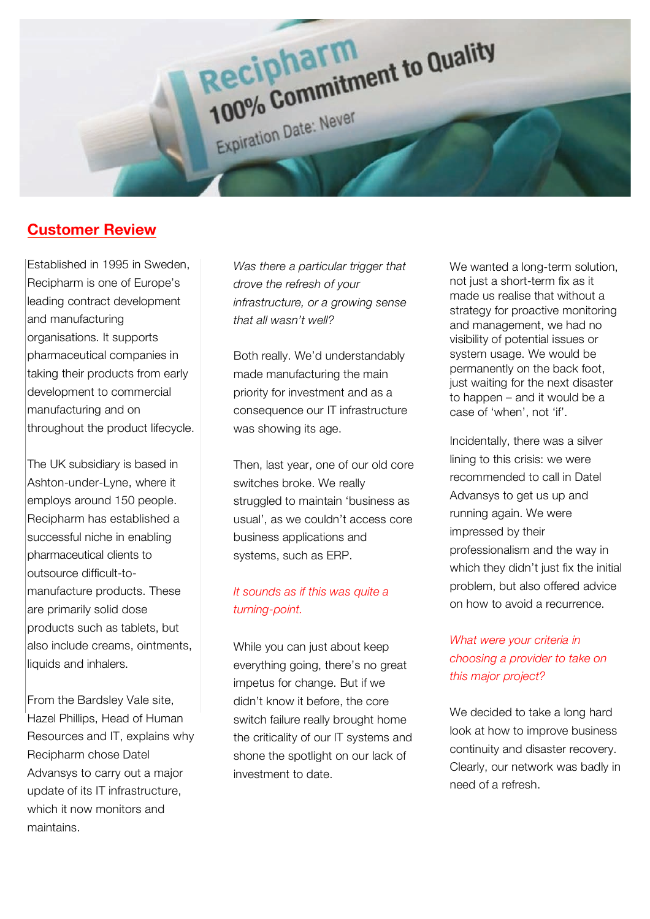## Customer Review

Established in 1995 in Sweden, Recipharm is one of Europe's leading contract development and manufacturing organisations. It supports pharmaceutical companies in taking their products from early development to commercial manufacturing and on throughout the product lifecycle.

The UK subsidiary is based in Ashton-under-Lyne, where it employs around 150 people. Recipharm has established a successful niche in enabling pharmaceutical clients to outsource difficult-to-manufacture products. These are primarily solid dose products such as tablets, but also include creams, ointments, liquids and inhalers.

From the Bardsley Vale site, Hazel Phillips, Head of Human Resources and IT, explains why Recipharm chose Datel Advansys to carry out a major update of its IT infrastructure, which it now monitors and maintains.

*Was there a particular trigger that drove the refresh of your infrastructure, or a growing sense that all wasn't well?*

Both really. We'd understandably made manufacturing the main priority for investment and as a consequence our IT infrastructure was showing its age.

Then, last year, one of our old core switches broke. We really struggled to maintain 'business as usual', as we couldn't access core business applications and systems, such as ERP.

*It sounds as if this was quite a turning-point.*

While you can just about keep everything going, there's no great impetus for change. But if we didn't know it before, the core switch failure really brought home the criticality of our IT systems and shone the spotlight on our lack of investment to date.

We wanted a long-term solution, not just a short-term fix as it made us realise that without a strategy for proactive monitoring and management, we had no visibility of potential issues or system usage. We would be permanently on the back foot, just waiting for the next disaster to happen – and it would be a case of 'when', not 'if'.

Incidentally, there was a silver lining to this crisis: we were recommended to call in Datel Advansys to get us up and running again. We were impressed by their professionalism and the way in which they didn't just fix the initial problem, but also offered advice on how to avoid a recurrence.

*What were your criteria in choosing a provider to take on this major project?*

We decided to take a long hard look at how to improve business continuity and disaster recovery. Clearly, our network was badly in need of a refresh.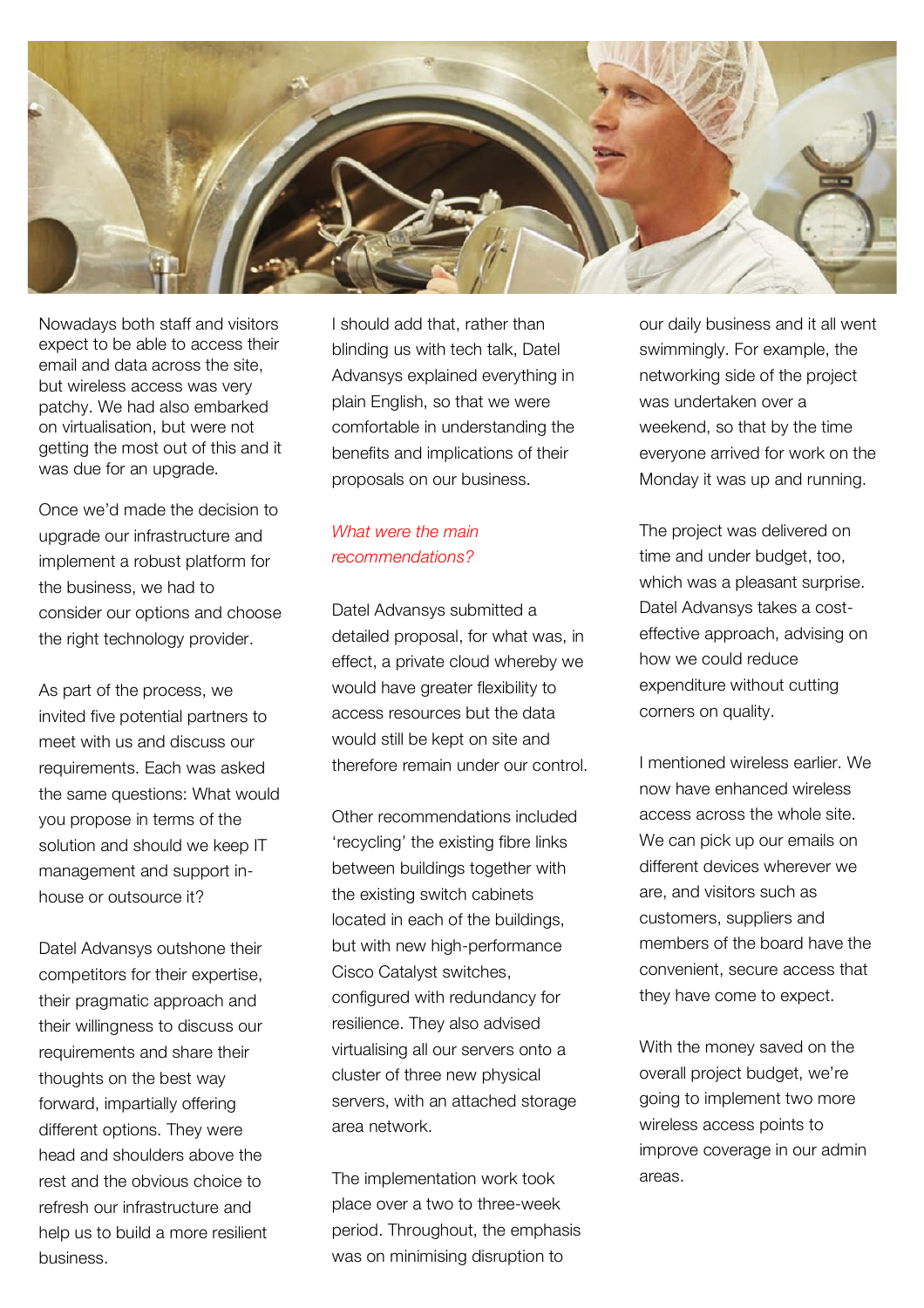Nowadays both staff and visitors expect to be able to access their email and data across the site, but wireless access was very patchy. We had also embarked on virtualisation, but were not getting the most out of this and it was due for an upgrade.

Once we'd made the decision to upgrade our infrastructure and implement a robust platform for the business, we had to consider our options and choose the right technology provider.

As part of the process, we invited five potential partners to meet with us and discuss our requirements. Each was asked the same questions: What would you propose in terms of the solution and should we keep IT management and support in-house or outsource it?

Datel Advansys outshone their competitors for their expertise, their pragmatic approach and their willingness to discuss our requirements and share their thoughts on the best way forward, impartially offering different options. They were head and shoulders above the rest and the obvious choice to refresh our infrastructure and help us to build a more resilient business.

I should add that, rather than blinding us with tech talk, Datel Advansys explained everything in plain English, so that we were comfortable in understanding the benefits and implications of their proposals on our business.

*What were the main recommendations?*

Datel Advansys submitted a detailed proposal, for what was, in effect, a private cloud whereby we would have greater flexibility to access resources but the data would still be kept on site and therefore remain under our control.

Other recommendations included 'recycling' the existing fibre links between buildings together with the existing switch cabinets located in each of the buildings, but with new high-performance Cisco Catalyst switches, configured with redundancy for resilience. They also advised virtualising all our servers onto a cluster of three new physical servers, with an attached storage area network.

The implementation work took place over a two to three-week period. Throughout, the emphasis was on minimising disruption to our daily business and it all went swimmingly. For example, the networking side of the project was undertaken over a weekend, so that by the time everyone arrived for work on the Monday it was up and running.

The project was delivered on time and under budget, too, which was a pleasant surprise. Datel Advansys takes a cost-effective approach, advising on how we could reduce expenditure without cutting corners on quality.

I mentioned wireless earlier. We now have enhanced wireless access across the whole site. We can pick up our emails on different devices wherever we are, and visitors such as customers, suppliers and members of the board have the convenient, secure access that they have come to expect.

With the money saved on the overall project budget, we're going to implement two more wireless access points to improve coverage in our admin areas.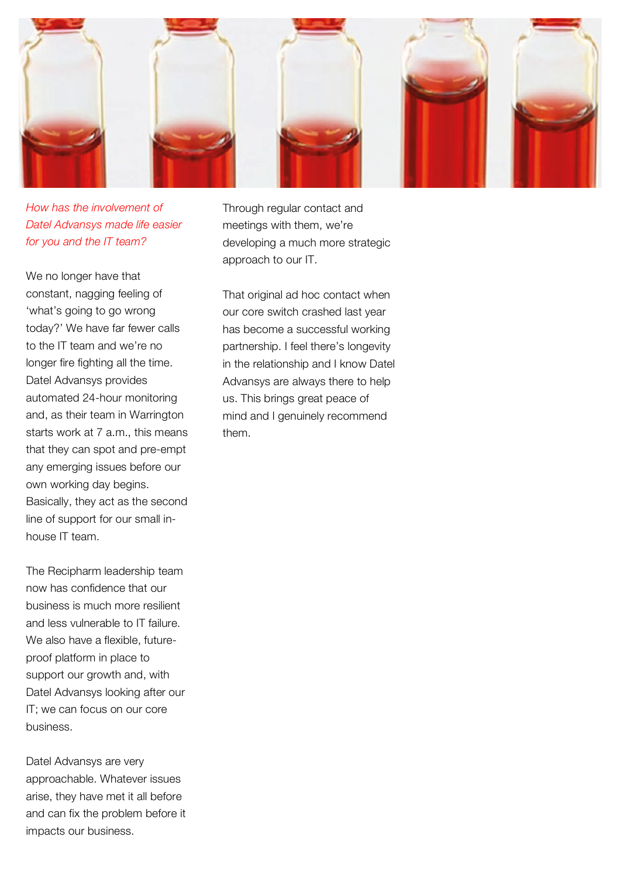*How has the involvement of Datel Advansys made life easier for you and the IT team?*

We no longer have that constant, nagging feeling of 'what's going to go wrong today?' We have far fewer calls to the IT team and we're no longer fire fighting all the time. Datel Advansys provides automated 24-hour monitoring and, as their team in Warrington starts work at 7 a.m., this means that they can spot and pre-empt any emerging issues before our own working day begins. Basically, they act as the second line of support for our small in-house IT team.

The Recipharm leadership team now has confidence that our business is much more resilient and less vulnerable to IT failure. We also have a flexible, future-proof platform in place to support our growth and, with Datel Advansys looking after our IT; we can focus on our core business.

Datel Advansys are very approachable. Whatever issues arise, they have met it all before and can fix the problem before it impacts our business.

Through regular contact and meetings with them, we're developing a much more strategic approach to our IT.

That original ad hoc contact when our core switch crashed last year has become a successful working partnership. I feel there's longevity in the relationship and I know Datel Advansys are always there to help us. This brings great peace of mind and I genuinely recommend them.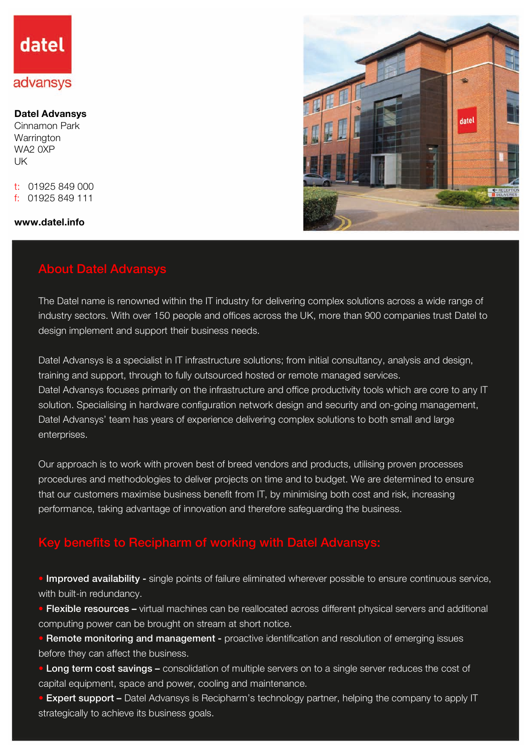datel

advansys

**Datel Advansys**
Cinnamon Park
Warrington
WA2 0XP
UK

t: 01925 849 000
f: 01925 849 111

**www.datel.info**

## About Datel Advansys

The Datel name is renowned within the IT industry for delivering complex solutions across a wide range of industry sectors. With over 150 people and offices across the UK, more than 900 companies trust Datel to design implement and support their business needs.

Datel Advansys is a specialist in IT infrastructure solutions; from initial consultancy, analysis and design, training and support, through to fully outsourced hosted or remote managed services.
Datel Advansys focuses primarily on the infrastructure and office productivity tools which are core to any IT solution. Specialising in hardware configuration network design and security and on-going management, Datel Advansys' team has years of experience delivering complex solutions to both small and large enterprises.

Our approach is to work with proven best of breed vendors and products, utilising proven processes procedures and methodologies to deliver projects on time and to budget. We are determined to ensure that our customers maximise business benefit from IT, by minimising both cost and risk, increasing performance, taking advantage of innovation and therefore safeguarding the business.

## Key benefits to Recipharm of working with Datel Advansys:

- **Improved availability -** single points of failure eliminated wherever possible to ensure continuous service, with built-in redundancy.
- **Flexible resources –** virtual machines can be reallocated across different physical servers and additional computing power can be brought on stream at short notice.
- **Remote monitoring and management -** proactive identification and resolution of emerging issues before they can affect the business.
- **Long term cost savings –** consolidation of multiple servers on to a single server reduces the cost of capital equipment, space and power, cooling and maintenance.
- **Expert support –** Datel Advansys is Recipharm's technology partner, helping the company to apply IT strategically to achieve its business goals.